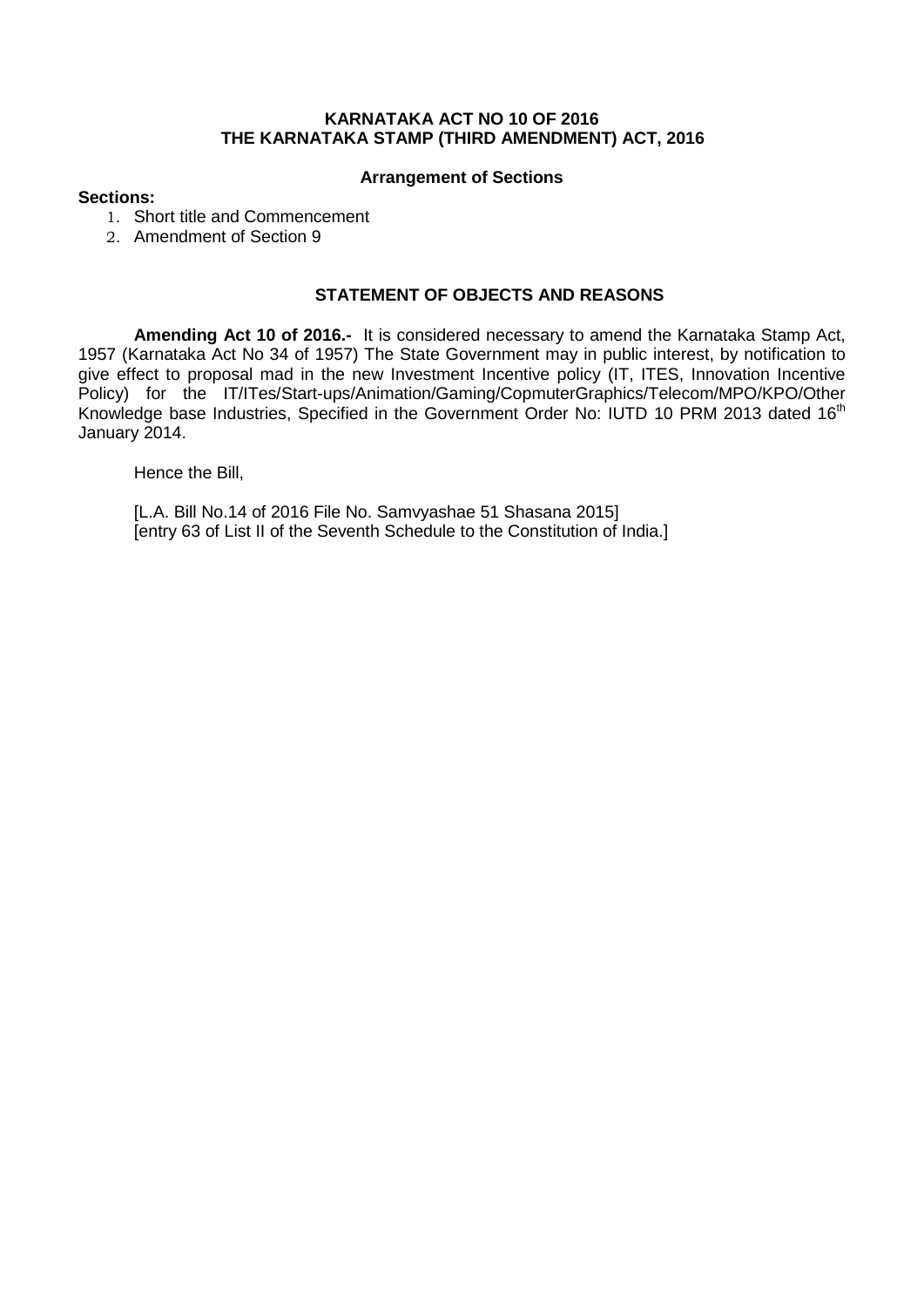**KARNATAKA ACT NO 10 OF 2016**
**THE KARNATAKA STAMP (THIRD AMENDMENT) ACT, 2016**

**Arrangement of Sections**

**Sections:**

1. Short title and Commencement
2. Amendment of Section 9

**STATEMENT OF OBJECTS AND REASONS**

**Amending Act 10 of 2016.-** It is considered necessary to amend the Karnataka Stamp Act, 1957 (Karnataka Act No 34 of 1957) The State Government may in public interest, by notification to give effect to proposal mad in the new Investment Incentive policy (IT, ITES, Innovation Incentive Policy) for the IT/ITes/Start-ups/Animation/Gaming/CopmuterGraphics/Telecom/MPO/KPO/Other Knowledge base Industries, Specified in the Government Order No: IUTD 10 PRM 2013 dated 16th January 2014.

Hence the Bill,

[L.A. Bill No.14 of 2016 File No. Samvyashae 51 Shasana 2015]
[entry 63 of List II of the Seventh Schedule to the Constitution of India.]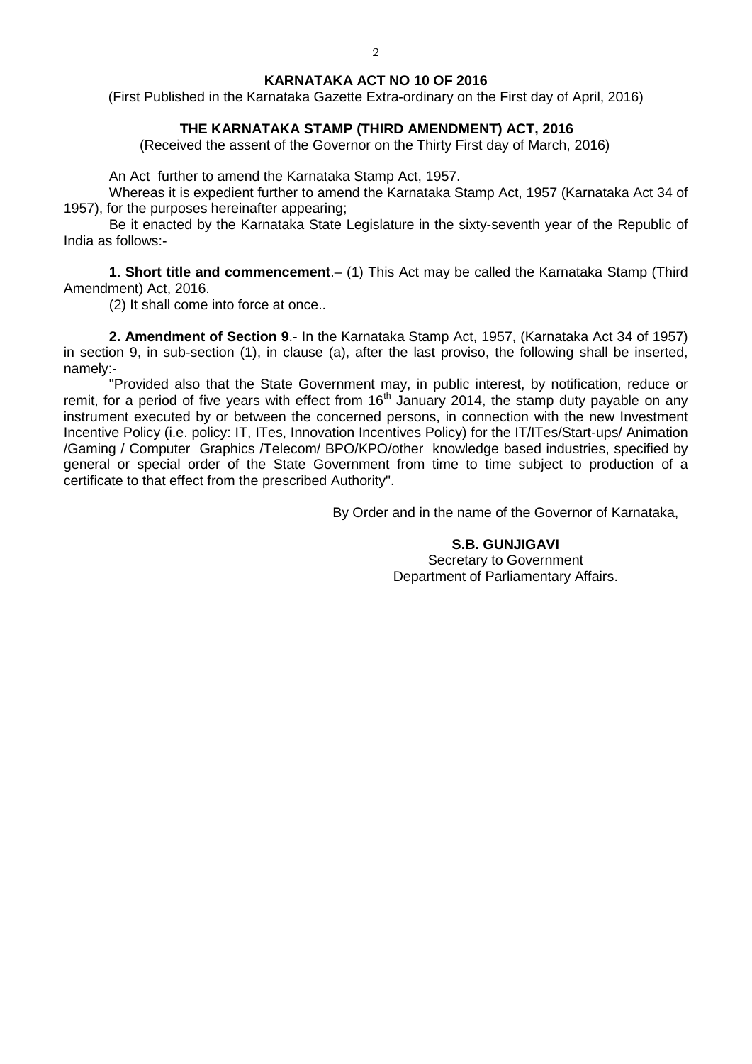# KARNATAKA ACT NO 10 OF 2016

(First Published in the Karnataka Gazette Extra-ordinary on the First day of April, 2016)

## THE KARNATAKA STAMP (THIRD AMENDMENT) ACT, 2016

(Received the assent of the Governor on the Thirty First day of March, 2016)

An Act further to amend the Karnataka Stamp Act, 1957.

Whereas it is expedient further to amend the Karnataka Stamp Act, 1957 (Karnataka Act 34 of 1957), for the purposes hereinafter appearing;

Be it enacted by the Karnataka State Legislature in the sixty-seventh year of the Republic of India as follows:-

**1. Short title and commencement**.– (1) This Act may be called the Karnataka Stamp (Third Amendment) Act, 2016.

(2) It shall come into force at once..

**2. Amendment of Section 9**.- In the Karnataka Stamp Act, 1957, (Karnataka Act 34 of 1957) in section 9, in sub-section (1), in clause (a), after the last proviso, the following shall be inserted, namely:-

"Provided also that the State Government may, in public interest, by notification, reduce or remit, for a period of five years with effect from 16th January 2014, the stamp duty payable on any instrument executed by or between the concerned persons, in connection with the new Investment Incentive Policy (i.e. policy: IT, ITes, Innovation Incentives Policy) for the IT/ITes/Start-ups/ Animation /Gaming / Computer Graphics /Telecom/ BPO/KPO/other knowledge based industries, specified by general or special order of the State Government from time to time subject to production of a certificate to that effect from the prescribed Authority".

By Order and in the name of the Governor of Karnataka,

**S.B. GUNJIGAVI**
Secretary to Government
Department of Parliamentary Affairs.